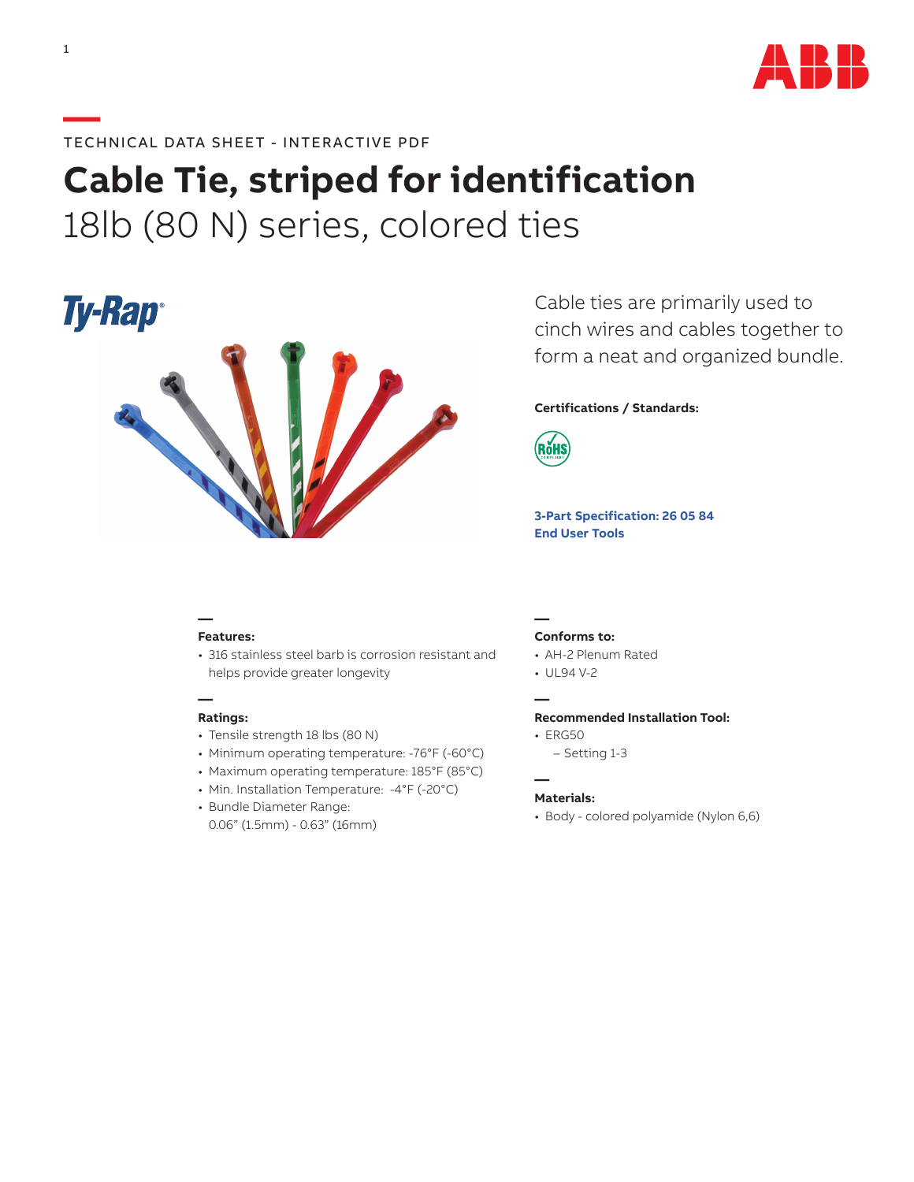TECHNICAL DATA SHEET - INTERACTIVE PDF

# Cable Tie, striped for identification

## 18lb (80 N) series, colored ties

Ty-Rap®

Cable ties are primarily used to cinch wires and cables together to form a neat and organized bundle.

**Certifications / Standards:**

RoHS

**3-Part Specification: 26 05 84**
**End User Tools**

### Features:

- 316 stainless steel barb is corrosion resistant and helps provide greater longevity

### Ratings:

- Tensile strength 18 lbs (80 N)
- Minimum operating temperature: -76°F (-60°C)
- Maximum operating temperature: 185°F (85°C)
- Min. Installation Temperature: -4°F (-20°C)
- Bundle Diameter Range: 0.06" (1.5mm) - 0.63" (16mm)

### Conforms to:

- AH-2 Plenum Rated
- UL94 V-2

### Recommended Installation Tool:

- ERG50
  - Setting 1-3

### Materials:

- Body - colored polyamide (Nylon 6,6)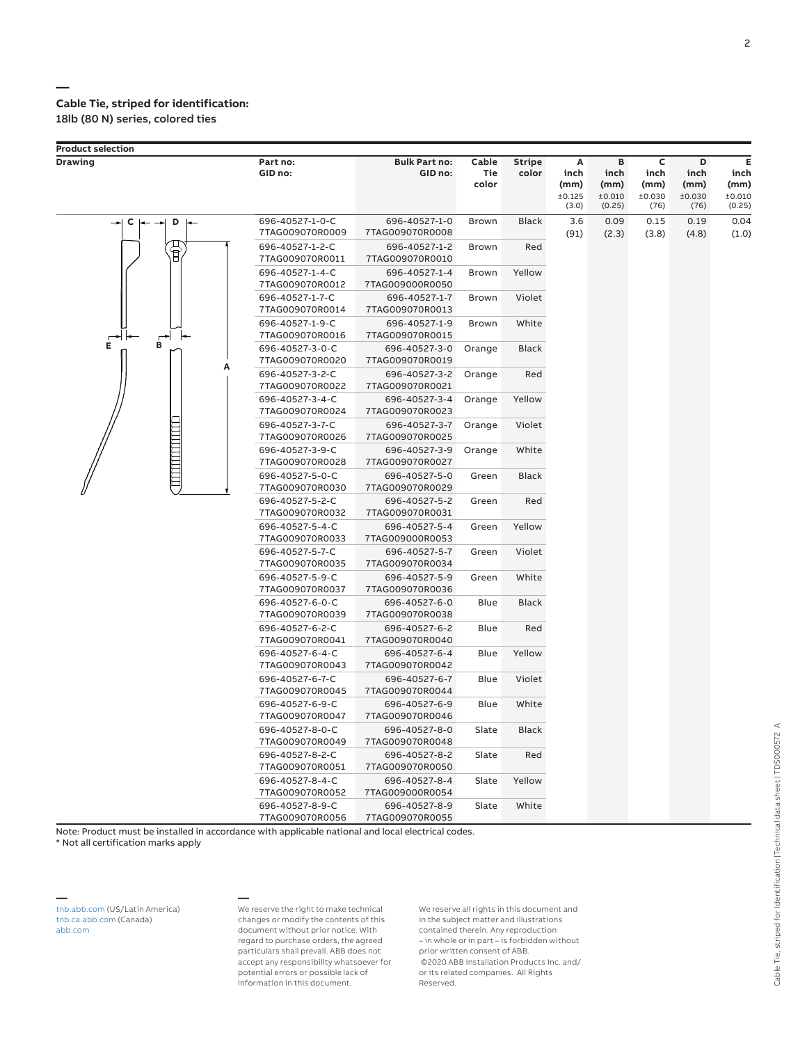## Cable Tie, striped for identification:

18lb (80 N) series, colored ties

**Product selection**

| Drawing | Part no: GID no: | Bulk Part no: GID no: | Cable Tie color | Stripe color | A inch (mm) ±0.125 (3.0) | B inch (mm) ±0.010 (0.25) | C inch (mm) ±0.030 (76) | D inch (mm) ±0.030 (76) | E inch (mm) ±0.010 (0.25) |
|---|---|---|---|---|---|---|---|---|---|
| | 696-40527-1-0-C 7TAG009070R0009 | 696-40527-1-0 7TAG009070R0008 | Brown | Black | 3.6 (91) | 0.09 (2.3) | 0.15 (3.8) | 0.19 (4.8) | 0.04 (1.0) |
| | 696-40527-1-2-C 7TAG009070R0011 | 696-40527-1-2 7TAG009070R0010 | Brown | Red | | | | | |
| | 696-40527-1-4-C 7TAG009070R0012 | 696-40527-1-4 7TAG009000R0050 | Brown | Yellow | | | | | |
| | 696-40527-1-7-C 7TAG009070R0014 | 696-40527-1-7 7TAG009070R0013 | Brown | Violet | | | | | |
| | 696-40527-1-9-C 7TAG009070R0016 | 696-40527-1-9 7TAG009070R0015 | Brown | White | | | | | |
| | 696-40527-3-0-C 7TAG009070R0020 | 696-40527-3-0 7TAG009070R0019 | Orange | Black | | | | | |
| | 696-40527-3-2-C 7TAG009070R0022 | 696-40527-3-2 7TAG009070R0021 | Orange | Red | | | | | |
| | 696-40527-3-4-C 7TAG009070R0024 | 696-40527-3-4 7TAG009070R0023 | Orange | Yellow | | | | | |
| | 696-40527-3-7-C 7TAG009070R0026 | 696-40527-3-7 7TAG009070R0025 | Orange | Violet | | | | | |
| | 696-40527-3-9-C 7TAG009070R0028 | 696-40527-3-9 7TAG009070R0027 | Orange | White | | | | | |
| | 696-40527-5-0-C 7TAG009070R0030 | 696-40527-5-0 7TAG009070R0029 | Green | Black | | | | | |
| | 696-40527-5-2-C 7TAG009070R0032 | 696-40527-5-2 7TAG009070R0031 | Green | Red | | | | | |
| | 696-40527-5-4-C 7TAG009070R0033 | 696-40527-5-4 7TAG009000R0053 | Green | Yellow | | | | | |
| | 696-40527-5-7-C 7TAG009070R0035 | 696-40527-5-7 7TAG009070R0034 | Green | Violet | | | | | |
| | 696-40527-5-9-C 7TAG009070R0037 | 696-40527-5-9 7TAG009070R0036 | Green | White | | | | | |
| | 696-40527-6-0-C 7TAG009070R0039 | 696-40527-6-0 7TAG009070R0038 | Blue | Black | | | | | |
| | 696-40527-6-2-C 7TAG009070R0041 | 696-40527-6-2 7TAG009070R0040 | Blue | Red | | | | | |
| | 696-40527-6-4-C 7TAG009070R0043 | 696-40527-6-4 7TAG009070R0042 | Blue | Yellow | | | | | |
| | 696-40527-6-7-C 7TAG009070R0045 | 696-40527-6-7 7TAG009070R0044 | Blue | Violet | | | | | |
| | 696-40527-6-9-C 7TAG009070R0047 | 696-40527-6-9 7TAG009070R0046 | Blue | White | | | | | |
| | 696-40527-8-0-C 7TAG009070R0049 | 696-40527-8-0 7TAG009070R0048 | Slate | Black | | | | | |
| | 696-40527-8-2-C 7TAG009070R0051 | 696-40527-8-2 7TAG009070R0050 | Slate | Red | | | | | |
| | 696-40527-8-4-C 7TAG009070R0052 | 696-40527-8-4 7TAG009000R0054 | Slate | Yellow | | | | | |
| | 696-40527-8-9-C 7TAG009070R0056 | 696-40527-8-9 7TAG009070R0055 | Slate | White | | | | | |

Note: Product must be installed in accordance with applicable national and local electrical codes.
* Not all certification marks apply

tnb.abb.com (US/Latin America)
tnb.ca.abb.com (Canada)
abb.com

We reserve the right to make technical changes or modify the contents of this document without prior notice. With regard to purchase orders, the agreed particulars shall prevail. ABB does not accept any responsibility whatsoever for potential errors or possible lack of information in this document.

We reserve all rights in this document and in the subject matter and illustrations contained therein. Any reproduction – in whole or in part – is forbidden without prior written consent of ABB.
©2020 ABB Installation Products Inc. and/or its related companies. All Rights Reserved.